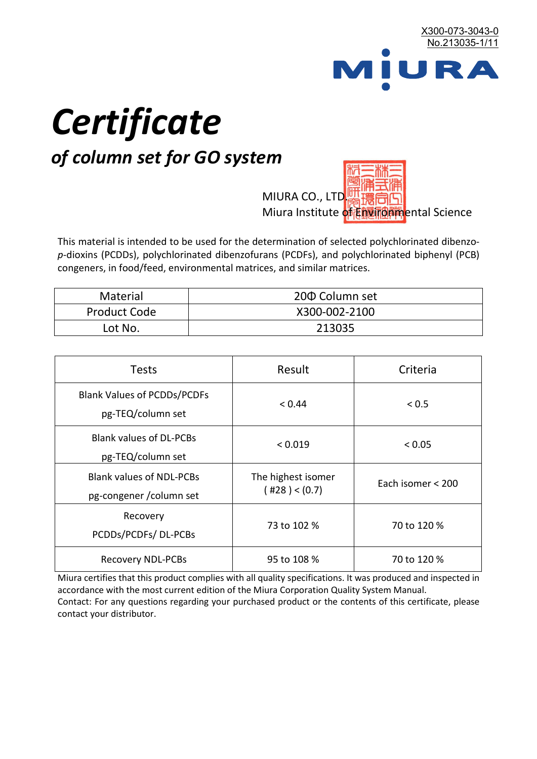X300-073-3043-0
No.213035-1/11

MIURA

# *Certificate*

## *of column set for GO system*

MIURA CO., LTD.
Miura Institute of Environmental Science

This material is intended to be used for the determination of selected polychlorinated dibenzo-*p*-dioxins (PCDDs), polychlorinated dibenzofurans (PCDFs), and polychlorinated biphenyl (PCB) congeners, in food/feed, environmental matrices, and similar matrices.

| Material | 20Φ Column set |
|---|---|
| Product Code | X300-002-2100 |
| Lot No. | 213035 |

| Tests | Result | Criteria |
|---|---|---|
| Blank Values of PCDDs/PCDFs pg-TEQ/column set | < 0.44 | < 0.5 |
| Blank values of DL-PCBs pg-TEQ/column set | < 0.019 | < 0.05 |
| Blank values of NDL-PCBs pg-congener /column set | The highest isomer ( #28 ) < (0.7) | Each isomer < 200 |
| Recovery PCDDs/PCDFs/ DL-PCBs | 73 to 102 % | 70 to 120 % |
| Recovery NDL-PCBs | 95 to 108 % | 70 to 120 % |

Miura certifies that this product complies with all quality specifications. It was produced and inspected in accordance with the most current edition of the Miura Corporation Quality System Manual.
Contact: For any questions regarding your purchased product or the contents of this certificate, please contact your distributor.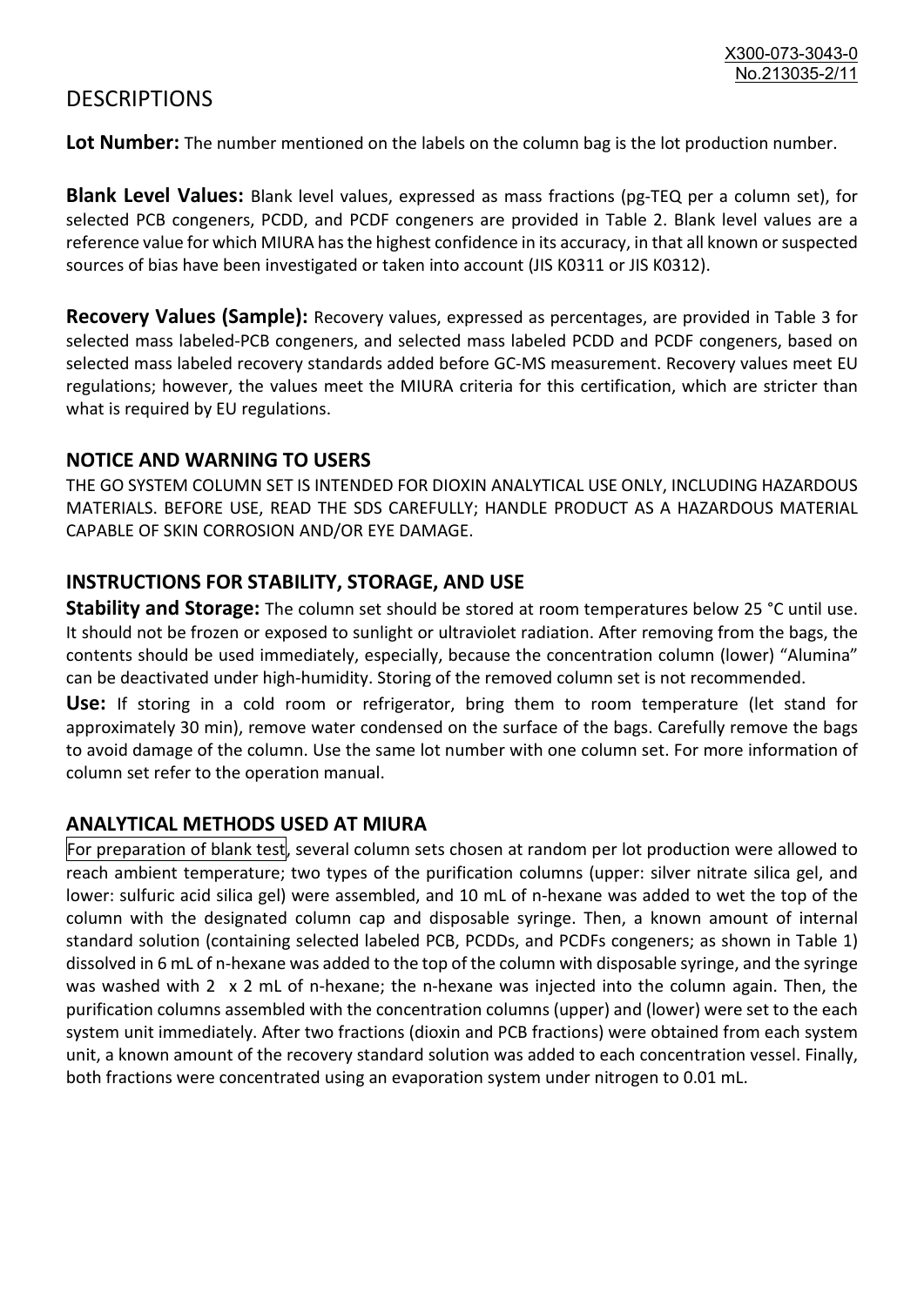# DESCRIPTIONS

**Lot Number:** The number mentioned on the labels on the column bag is the lot production number.

**Blank Level Values:** Blank level values, expressed as mass fractions (pg-TEQ per a column set), for selected PCB congeners, PCDD, and PCDF congeners are provided in Table 2. Blank level values are a reference value for which MIURA has the highest confidence in its accuracy, in that all known or suspected sources of bias have been investigated or taken into account (JIS K0311 or JIS K0312).

**Recovery Values (Sample):** Recovery values, expressed as percentages, are provided in Table 3 for selected mass labeled-PCB congeners, and selected mass labeled PCDD and PCDF congeners, based on selected mass labeled recovery standards added before GC-MS measurement. Recovery values meet EU regulations; however, the values meet the MIURA criteria for this certification, which are stricter than what is required by EU regulations.

## NOTICE AND WARNING TO USERS

THE GO SYSTEM COLUMN SET IS INTENDED FOR DIOXIN ANALYTICAL USE ONLY, INCLUDING HAZARDOUS MATERIALS. BEFORE USE, READ THE SDS CAREFULLY; HANDLE PRODUCT AS A HAZARDOUS MATERIAL CAPABLE OF SKIN CORROSION AND/OR EYE DAMAGE.

## INSTRUCTIONS FOR STABILITY, STORAGE, AND USE

**Stability and Storage:** The column set should be stored at room temperatures below 25 °C until use. It should not be frozen or exposed to sunlight or ultraviolet radiation. After removing from the bags, the contents should be used immediately, especially, because the concentration column (lower) "Alumina" can be deactivated under high-humidity. Storing of the removed column set is not recommended.

**Use:** If storing in a cold room or refrigerator, bring them to room temperature (let stand for approximately 30 min), remove water condensed on the surface of the bags. Carefully remove the bags to avoid damage of the column. Use the same lot number with one column set. For more information of column set refer to the operation manual.

## ANALYTICAL METHODS USED AT MIURA

For preparation of blank test, several column sets chosen at random per lot production were allowed to reach ambient temperature; two types of the purification columns (upper: silver nitrate silica gel, and lower: sulfuric acid silica gel) were assembled, and 10 mL of n-hexane was added to wet the top of the column with the designated column cap and disposable syringe. Then, a known amount of internal standard solution (containing selected labeled PCB, PCDDs, and PCDFs congeners; as shown in Table 1) dissolved in 6 mL of n-hexane was added to the top of the column with disposable syringe, and the syringe was washed with 2 x 2 mL of n-hexane; the n-hexane was injected into the column again. Then, the purification columns assembled with the concentration columns (upper) and (lower) were set to the each system unit immediately. After two fractions (dioxin and PCB fractions) were obtained from each system unit, a known amount of the recovery standard solution was added to each concentration vessel. Finally, both fractions were concentrated using an evaporation system under nitrogen to 0.01 mL.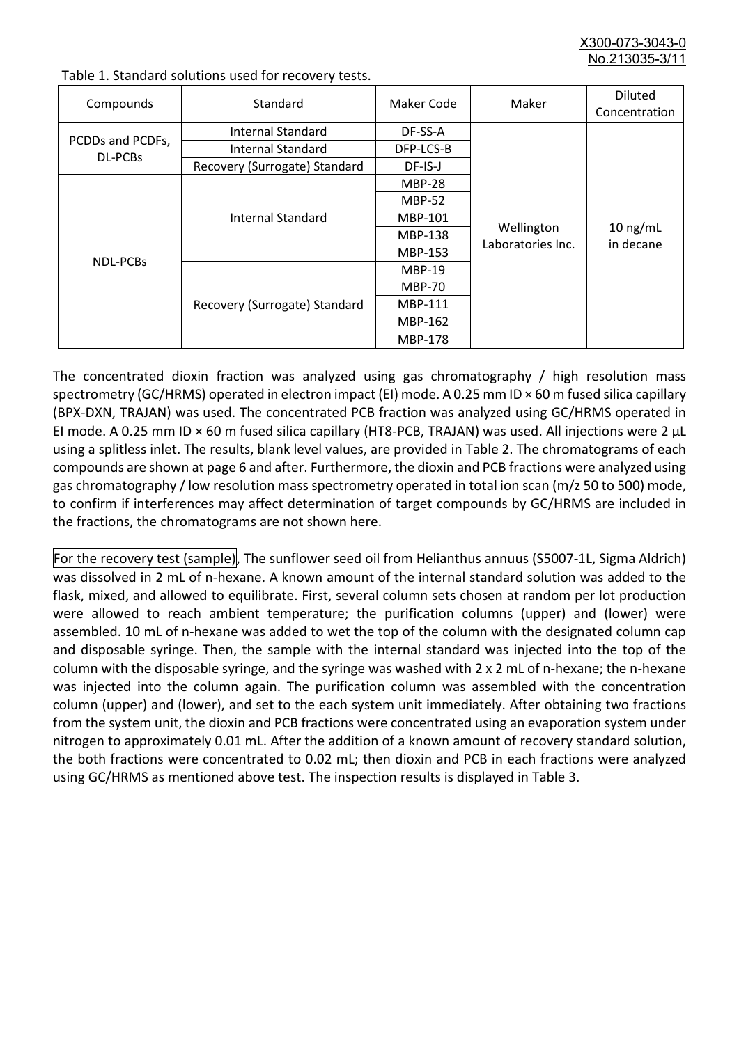Table 1. Standard solutions used for recovery tests.

| Compounds | Standard | Maker Code | Maker | Diluted Concentration |
|---|---|---|---|---|
| PCDDs and PCDFs, DL-PCBs | Internal Standard | DF-SS-A | Wellington Laboratories Inc. | 10 ng/mL in decane |
| | Internal Standard | DFP-LCS-B | | |
| | Recovery (Surrogate) Standard | DF-IS-J | | |
| NDL-PCBs | Internal Standard | MBP-28 | | |
| | | MBP-52 | | |
| | | MBP-101 | | |
| | | MBP-138 | | |
| | | MBP-153 | | |
| | Recovery (Surrogate) Standard | MBP-19 | | |
| | | MBP-70 | | |
| | | MBP-111 | | |
| | | MBP-162 | | |
| | | MBP-178 | | |

The concentrated dioxin fraction was analyzed using gas chromatography / high resolution mass spectrometry (GC/HRMS) operated in electron impact (EI) mode. A 0.25 mm ID × 60 m fused silica capillary (BPX-DXN, TRAJAN) was used. The concentrated PCB fraction was analyzed using GC/HRMS operated in EI mode. A 0.25 mm ID × 60 m fused silica capillary (HT8-PCB, TRAJAN) was used. All injections were 2 µL using a splitless inlet. The results, blank level values, are provided in Table 2. The chromatograms of each compounds are shown at page 6 and after. Furthermore, the dioxin and PCB fractions were analyzed using gas chromatography / low resolution mass spectrometry operated in total ion scan (m/z 50 to 500) mode, to confirm if interferences may affect determination of target compounds by GC/HRMS are included in the fractions, the chromatograms are not shown here.

For the recovery test (sample), The sunflower seed oil from Helianthus annuus (S5007-1L, Sigma Aldrich) was dissolved in 2 mL of n-hexane. A known amount of the internal standard solution was added to the flask, mixed, and allowed to equilibrate. First, several column sets chosen at random per lot production were allowed to reach ambient temperature; the purification columns (upper) and (lower) were assembled. 10 mL of n-hexane was added to wet the top of the column with the designated column cap and disposable syringe. Then, the sample with the internal standard was injected into the top of the column with the disposable syringe, and the syringe was washed with 2 x 2 mL of n-hexane; the n-hexane was injected into the column again. The purification column was assembled with the concentration column (upper) and (lower), and set to the each system unit immediately. After obtaining two fractions from the system unit, the dioxin and PCB fractions were concentrated using an evaporation system under nitrogen to approximately 0.01 mL. After the addition of a known amount of recovery standard solution, the both fractions were concentrated to 0.02 mL; then dioxin and PCB in each fractions were analyzed using GC/HRMS as mentioned above test. The inspection results is displayed in Table 3.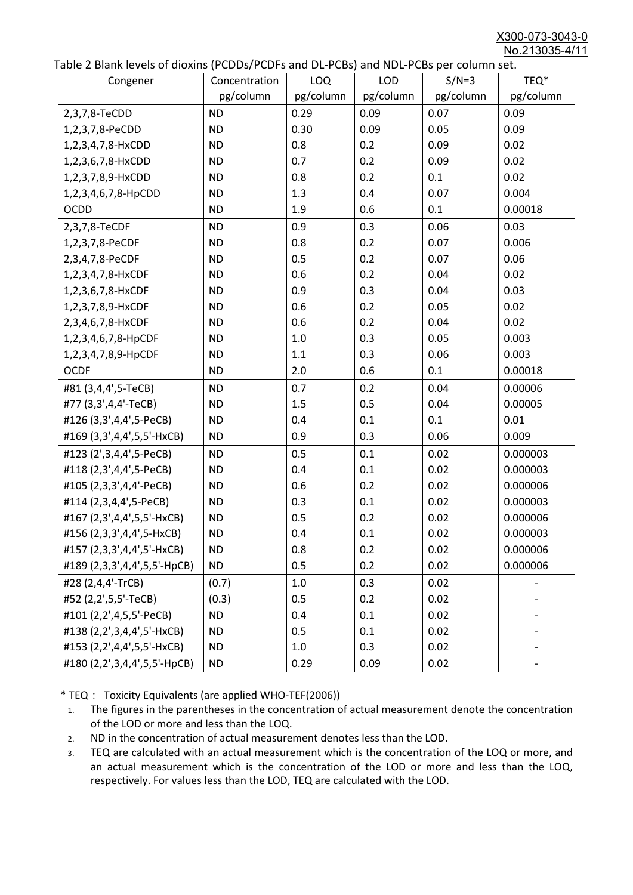Table 2 Blank levels of dioxins (PCDDs/PCDFs and DL-PCBs) and NDL-PCBs per column set.

| Congener | Concentration pg/column | LOQ pg/column | LOD pg/column | S/N=3 pg/column | TEQ* pg/column |
|---|---|---|---|---|---|
| 2,3,7,8-TeCDD | ND | 0.29 | 0.09 | 0.07 | 0.09 |
| 1,2,3,7,8-PeCDD | ND | 0.30 | 0.09 | 0.05 | 0.09 |
| 1,2,3,4,7,8-HxCDD | ND | 0.8 | 0.2 | 0.09 | 0.02 |
| 1,2,3,6,7,8-HxCDD | ND | 0.7 | 0.2 | 0.09 | 0.02 |
| 1,2,3,7,8,9-HxCDD | ND | 0.8 | 0.2 | 0.1 | 0.02 |
| 1,2,3,4,6,7,8-HpCDD | ND | 1.3 | 0.4 | 0.07 | 0.004 |
| OCDD | ND | 1.9 | 0.6 | 0.1 | 0.00018 |
| 2,3,7,8-TeCDF | ND | 0.9 | 0.3 | 0.06 | 0.03 |
| 1,2,3,7,8-PeCDF | ND | 0.8 | 0.2 | 0.07 | 0.006 |
| 2,3,4,7,8-PeCDF | ND | 0.5 | 0.2 | 0.07 | 0.06 |
| 1,2,3,4,7,8-HxCDF | ND | 0.6 | 0.2 | 0.04 | 0.02 |
| 1,2,3,6,7,8-HxCDF | ND | 0.9 | 0.3 | 0.04 | 0.03 |
| 1,2,3,7,8,9-HxCDF | ND | 0.6 | 0.2 | 0.05 | 0.02 |
| 2,3,4,6,7,8-HxCDF | ND | 0.6 | 0.2 | 0.04 | 0.02 |
| 1,2,3,4,6,7,8-HpCDF | ND | 1.0 | 0.3 | 0.05 | 0.003 |
| 1,2,3,4,7,8,9-HpCDF | ND | 1.1 | 0.3 | 0.06 | 0.003 |
| OCDF | ND | 2.0 | 0.6 | 0.1 | 0.00018 |
| #81 (3,4,4',5-TeCB) | ND | 0.7 | 0.2 | 0.04 | 0.00006 |
| #77 (3,3',4,4'-TeCB) | ND | 1.5 | 0.5 | 0.04 | 0.00005 |
| #126 (3,3',4,4',5-PeCB) | ND | 0.4 | 0.1 | 0.1 | 0.01 |
| #169 (3,3',4,4',5,5'-HxCB) | ND | 0.9 | 0.3 | 0.06 | 0.009 |
| #123 (2',3,4,4',5-PeCB) | ND | 0.5 | 0.1 | 0.02 | 0.000003 |
| #118 (2,3',4,4',5-PeCB) | ND | 0.4 | 0.1 | 0.02 | 0.000003 |
| #105 (2,3,3',4,4'-PeCB) | ND | 0.6 | 0.2 | 0.02 | 0.000006 |
| #114 (2,3,4,4',5-PeCB) | ND | 0.3 | 0.1 | 0.02 | 0.000003 |
| #167 (2,3',4,4',5,5'-HxCB) | ND | 0.5 | 0.2 | 0.02 | 0.000006 |
| #156 (2,3,3',4,4',5-HxCB) | ND | 0.4 | 0.1 | 0.02 | 0.000003 |
| #157 (2,3,3',4,4',5'-HxCB) | ND | 0.8 | 0.2 | 0.02 | 0.000006 |
| #189 (2,3,3',4,4',5,5'-HpCB) | ND | 0.5 | 0.2 | 0.02 | 0.000006 |
| #28 (2,4,4'-TrCB) | (0.7) | 1.0 | 0.3 | 0.02 | - |
| #52 (2,2',5,5'-TeCB) | (0.3) | 0.5 | 0.2 | 0.02 | - |
| #101 (2,2',4,5,5'-PeCB) | ND | 0.4 | 0.1 | 0.02 | - |
| #138 (2,2',3,4,4',5'-HxCB) | ND | 0.5 | 0.1 | 0.02 | - |
| #153 (2,2',4,4',5,5'-HxCB) | ND | 1.0 | 0.3 | 0.02 | - |
| #180 (2,2',3,4,4',5,5'-HpCB) | ND | 0.29 | 0.09 | 0.02 | - |

* TEQ： Toxicity Equivalents (are applied WHO-TEF(2006))

1. The figures in the parentheses in the concentration of actual measurement denote the concentration of the LOD or more and less than the LOQ.
2. ND in the concentration of actual measurement denotes less than the LOD.
3. TEQ are calculated with an actual measurement which is the concentration of the LOQ or more, and an actual measurement which is the concentration of the LOD or more and less than the LOQ, respectively. For values less than the LOD, TEQ are calculated with the LOD.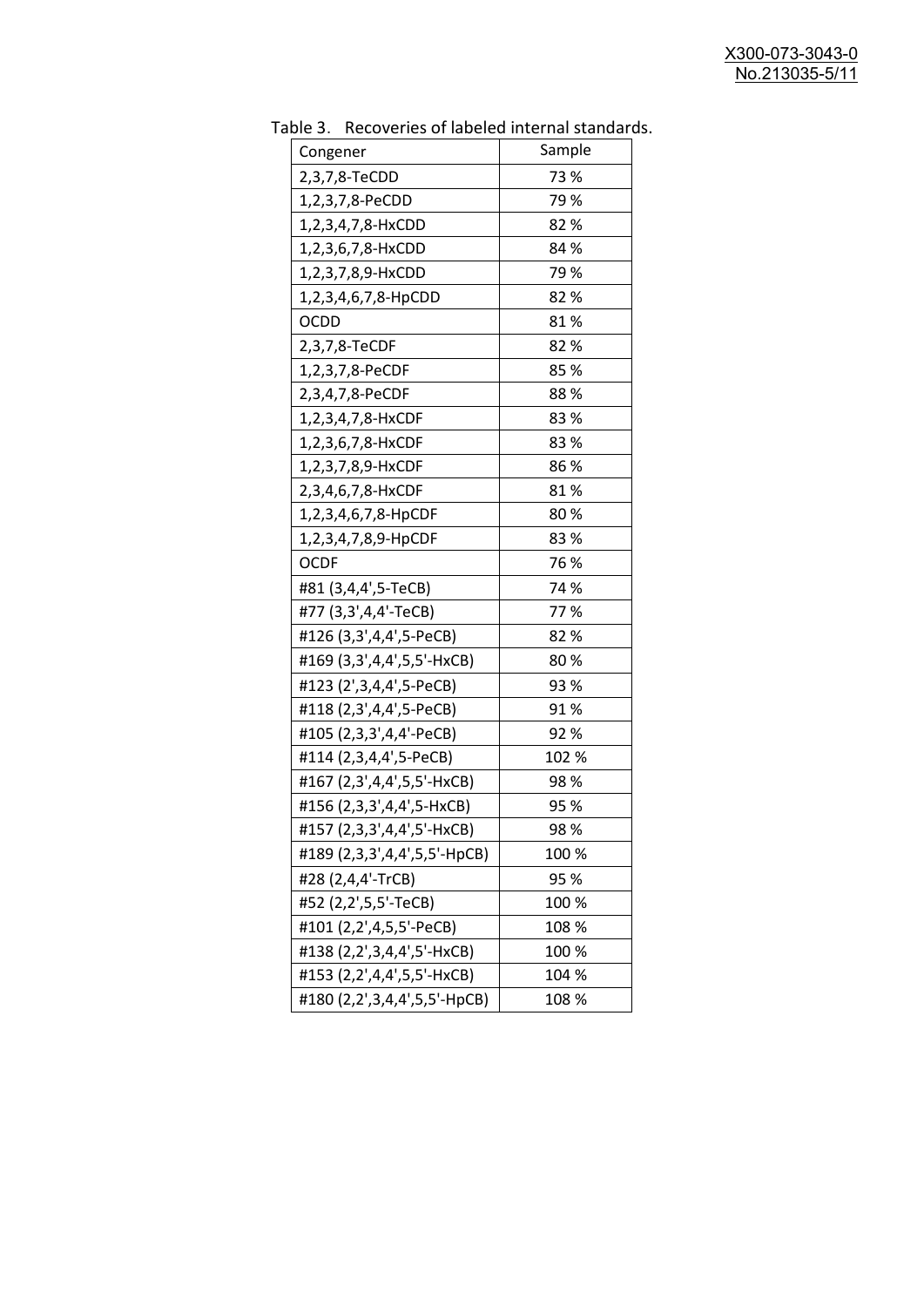Table 3. Recoveries of labeled internal standards.

| Congener | Sample |
| --- | --- |
| 2,3,7,8-TeCDD | 73 % |
| 1,2,3,7,8-PeCDD | 79 % |
| 1,2,3,4,7,8-HxCDD | 82 % |
| 1,2,3,6,7,8-HxCDD | 84 % |
| 1,2,3,7,8,9-HxCDD | 79 % |
| 1,2,3,4,6,7,8-HpCDD | 82 % |
| OCDD | 81 % |
| 2,3,7,8-TeCDF | 82 % |
| 1,2,3,7,8-PeCDF | 85 % |
| 2,3,4,7,8-PeCDF | 88 % |
| 1,2,3,4,7,8-HxCDF | 83 % |
| 1,2,3,6,7,8-HxCDF | 83 % |
| 1,2,3,7,8,9-HxCDF | 86 % |
| 2,3,4,6,7,8-HxCDF | 81 % |
| 1,2,3,4,6,7,8-HpCDF | 80 % |
| 1,2,3,4,7,8,9-HpCDF | 83 % |
| OCDF | 76 % |
| #81 (3,4,4',5-TeCB) | 74 % |
| #77 (3,3',4,4'-TeCB) | 77 % |
| #126 (3,3',4,4',5-PeCB) | 82 % |
| #169 (3,3',4,4',5,5'-HxCB) | 80 % |
| #123 (2',3,4,4',5-PeCB) | 93 % |
| #118 (2,3',4,4',5-PeCB) | 91 % |
| #105 (2,3,3',4,4'-PeCB) | 92 % |
| #114 (2,3,4,4',5-PeCB) | 102 % |
| #167 (2,3',4,4',5,5'-HxCB) | 98 % |
| #156 (2,3,3',4,4',5-HxCB) | 95 % |
| #157 (2,3,3',4,4',5'-HxCB) | 98 % |
| #189 (2,3,3',4,4',5,5'-HpCB) | 100 % |
| #28 (2,4,4'-TrCB) | 95 % |
| #52 (2,2',5,5'-TeCB) | 100 % |
| #101 (2,2',4,5,5'-PeCB) | 108 % |
| #138 (2,2',3,4,4',5'-HxCB) | 100 % |
| #153 (2,2',4,4',5,5'-HxCB) | 104 % |
| #180 (2,2',3,4,4',5,5'-HpCB) | 108 % |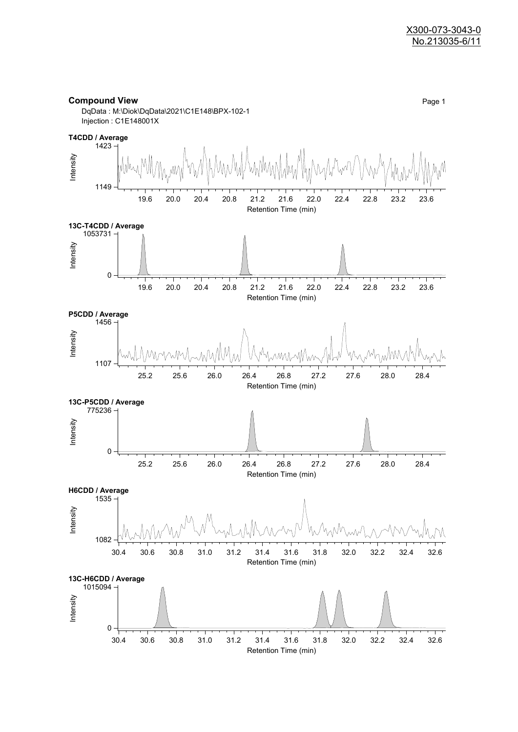X300-073-3043-0
No.213035-6/11

**Compound View**

DqData : M:\Diok\DqData\2021\C1E148\BPX-102-1
Injection : C1E148001X

**T4CDD / Average**

Intensity: 1149 – 1423
Retention Time (min): 19.6, 20.0, 20.4, 20.8, 21.2, 21.6, 22.0, 22.4, 22.8, 23.2, 23.6

**13C-T4CDD / Average**

Intensity: 0 – 1053731
Retention Time (min): 19.6, 20.0, 20.4, 20.8, 21.2, 21.6, 22.0, 22.4, 22.8, 23.2, 23.6

**P5CDD / Average**

Intensity: 1107 – 1456
Retention Time (min): 25.2, 25.6, 26.0, 26.4, 26.8, 27.2, 27.6, 28.0, 28.4

**13C-P5CDD / Average**

Intensity: 0 – 775236
Retention Time (min): 25.2, 25.6, 26.0, 26.4, 26.8, 27.2, 27.6, 28.0, 28.4

**H6CDD / Average**

Intensity: 1082 – 1535
Retention Time (min): 30.4, 30.6, 30.8, 31.0, 31.2, 31.4, 31.6, 31.8, 32.0, 32.2, 32.4, 32.6

**13C-H6CDD / Average**

Intensity: 0 – 1015094
Retention Time (min): 30.4, 30.6, 30.8, 31.0, 31.2, 31.4, 31.6, 31.8, 32.0, 32.2, 32.4, 32.6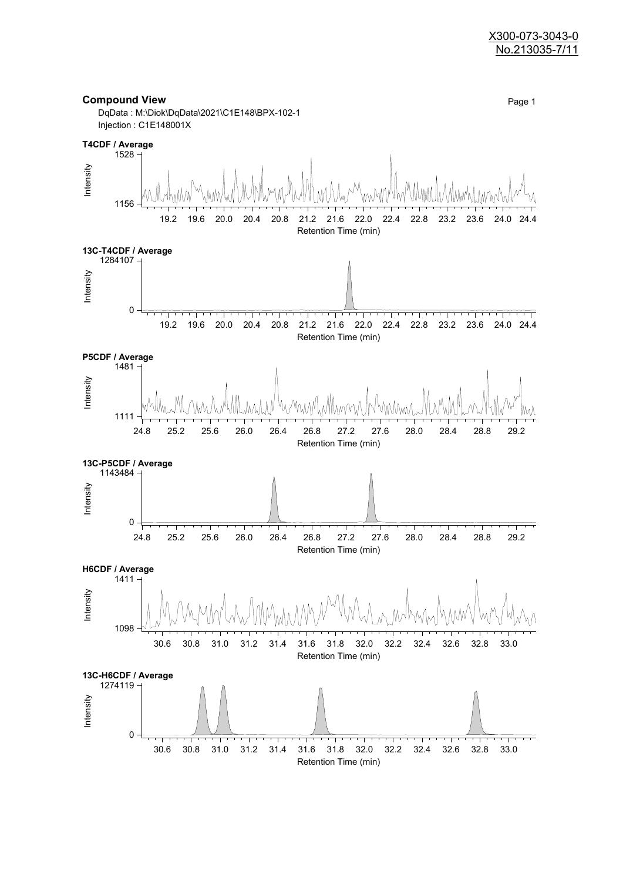X300-073-3043-0
No.213035-7/11

**Compound View**

DqData : M:\Diok\DqData\2021\C1E148\BPX-102-1
Injection : C1E148001X

**T4CDF / Average**

Intensity: 1156 – 1528
Retention Time (min): 19.2 19.6 20.0 20.4 20.8 21.2 21.6 22.0 22.4 22.8 23.2 23.6 24.0 24.4

**13C-T4CDF / Average**

Intensity: 0 – 1284107
Retention Time (min): 19.2 19.6 20.0 20.4 20.8 21.2 21.6 22.0 22.4 22.8 23.2 23.6 24.0 24.4

**P5CDF / Average**

Intensity: 1111 – 1481
Retention Time (min): 24.8 25.2 25.6 26.0 26.4 26.8 27.2 27.6 28.0 28.4 28.8 29.2

**13C-P5CDF / Average**

Intensity: 0 – 1143484
Retention Time (min): 24.8 25.2 25.6 26.0 26.4 26.8 27.2 27.6 28.0 28.4 28.8 29.2

**H6CDF / Average**

Intensity: 1098 – 1411
Retention Time (min): 30.6 30.8 31.0 31.2 31.4 31.6 31.8 32.0 32.2 32.4 32.6 32.8 33.0

**13C-H6CDF / Average**

Intensity: 0 – 1274119
Retention Time (min): 30.6 30.8 31.0 31.2 31.4 31.6 31.8 32.0 32.2 32.4 32.6 32.8 33.0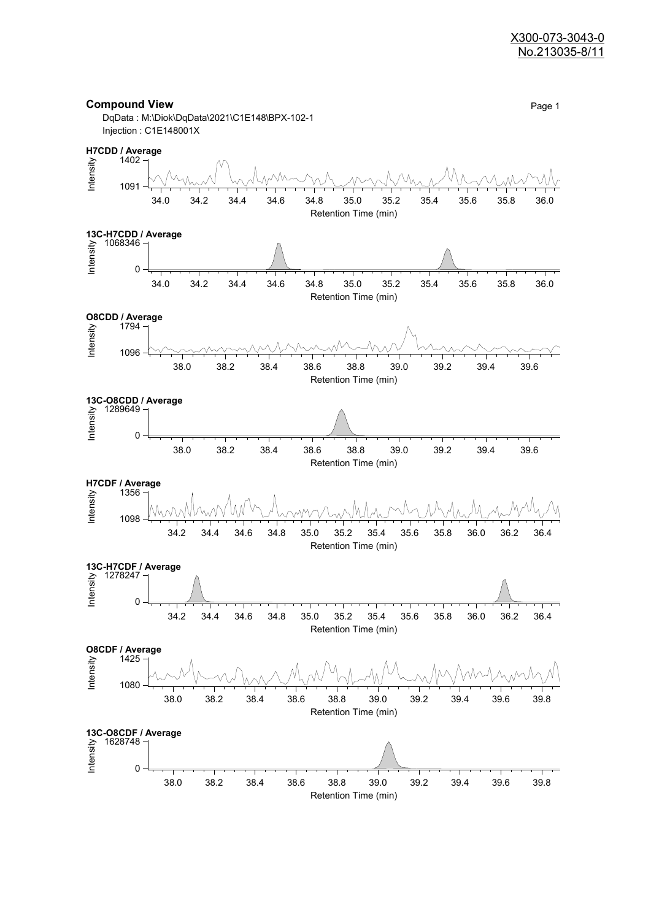X300-073-3043-0
No.213035-8/11

## Compound View

DqData : M:\Diok\DqData\2021\C1E148\BPX-102-1
Injection : C1E148001X

**H7CDD / Average**

Intensity: 1402 – 1091
Retention Time (min): 34.0 – 36.0

**13C-H7CDD / Average**

Intensity: 1068346 – 0
Retention Time (min): 34.0 – 36.0

**O8CDD / Average**

Intensity: 1794 – 1096
Retention Time (min): 38.0 – 39.6

**13C-O8CDD / Average**

Intensity: 1289649 – 0
Retention Time (min): 38.0 – 39.6

**H7CDF / Average**

Intensity: 1356 – 1098
Retention Time (min): 34.2 – 36.4

**13C-H7CDF / Average**

Intensity: 1278247 – 0
Retention Time (min): 34.2 – 36.4

**O8CDF / Average**

Intensity: 1425 – 1080
Retention Time (min): 38.0 – 39.8

**13C-O8CDF / Average**

Intensity: 1628748 – 0
Retention Time (min): 38.0 – 39.8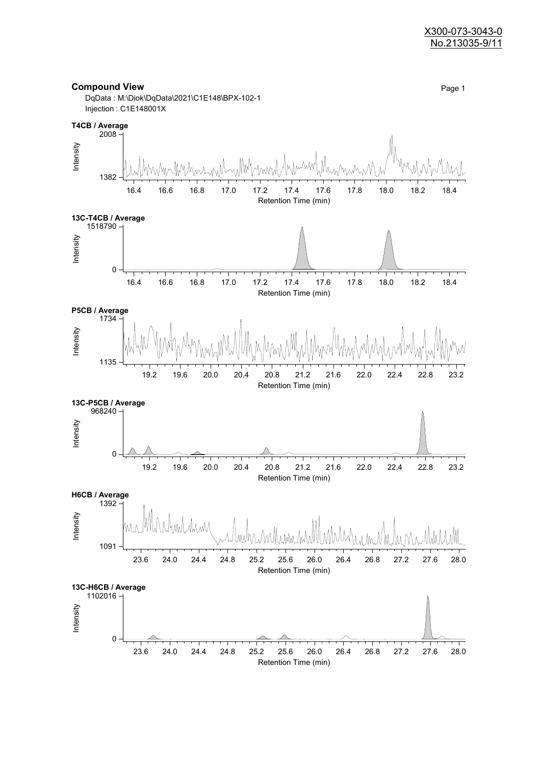X300-073-3043-0
No.213035-9/11

## Compound View

DqData : M:\Diok\DqData\2021\C1E148\BPX-102-1
Injection : C1E148001X

**T4CB / Average**

**13C-T4CB / Average**

**P5CB / Average**

**13C-P5CB / Average**

**H6CB / Average**

**13C-H6CB / Average**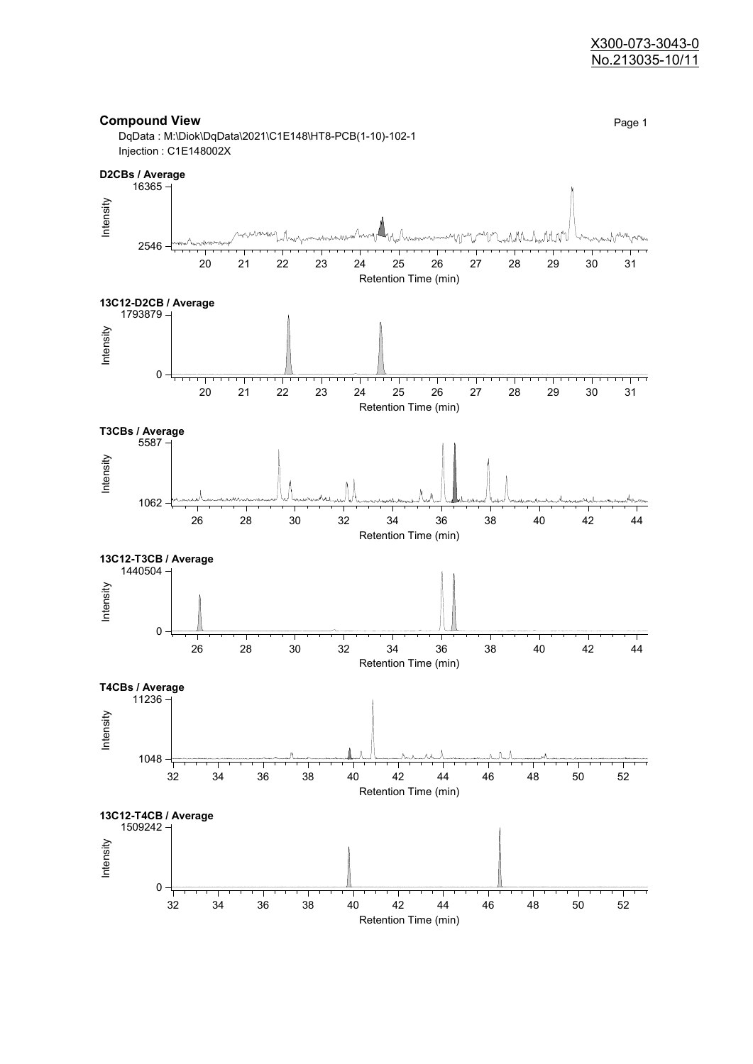X300-073-3043-0
No.213035-10/11

## Compound View

DqData : M:\Diok\DqData\2021\C1E148\HT8-PCB(1-10)-102-1
Injection : C1E148002X

**D2CBs / Average**

Intensity: 2546 – 16365
Retention Time (min): 20 21 22 23 24 25 26 27 28 29 30 31

**13C12-D2CB / Average**

Intensity: 0 – 1793879
Retention Time (min): 20 21 22 23 24 25 26 27 28 29 30 31

**T3CBs / Average**

Intensity: 1062 – 5587
Retention Time (min): 26 28 30 32 34 36 38 40 42 44

**13C12-T3CB / Average**

Intensity: 0 – 1440504
Retention Time (min): 26 28 30 32 34 36 38 40 42 44

**T4CBs / Average**

Intensity: 1048 – 11236
Retention Time (min): 32 34 36 38 40 42 44 46 48 50 52

**13C12-T4CB / Average**

Intensity: 0 – 1509242
Retention Time (min): 32 34 36 38 40 42 44 46 48 50 52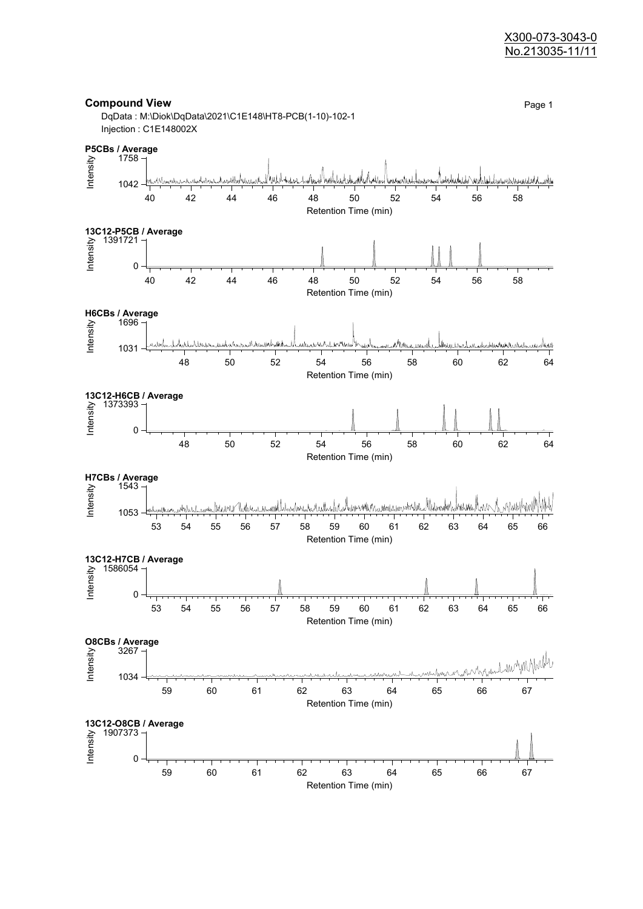X300-073-3043-0
No.213035-11/11

## Compound View

DqData : M:\Diok\DqData\2021\C1E148\HT8-PCB(1-10)-102-1
Injection : C1E148002X

**P5CBs / Average**

Intensity
1758
1042
40 42 44 46 48 50 52 54 56 58
Retention Time (min)

**13C12-P5CB / Average**

Intensity
1391721
0
40 42 44 46 48 50 52 54 56 58
Retention Time (min)

**H6CBs / Average**

Intensity
1696
1031
48 50 52 54 56 58 60 62 64
Retention Time (min)

**13C12-H6CB / Average**

Intensity
1373393
0
48 50 52 54 56 58 60 62 64
Retention Time (min)

**H7CBs / Average**

Intensity
1543
1053
53 54 55 56 57 58 59 60 61 62 63 64 65 66
Retention Time (min)

**13C12-H7CB / Average**

Intensity
1586054
0
53 54 55 56 57 58 59 60 61 62 63 64 65 66
Retention Time (min)

**O8CBs / Average**

Intensity
3267
1034
59 60 61 62 63 64 65 66 67
Retention Time (min)

**13C12-O8CB / Average**

Intensity
1907373
0
59 60 61 62 63 64 65 66 67
Retention Time (min)